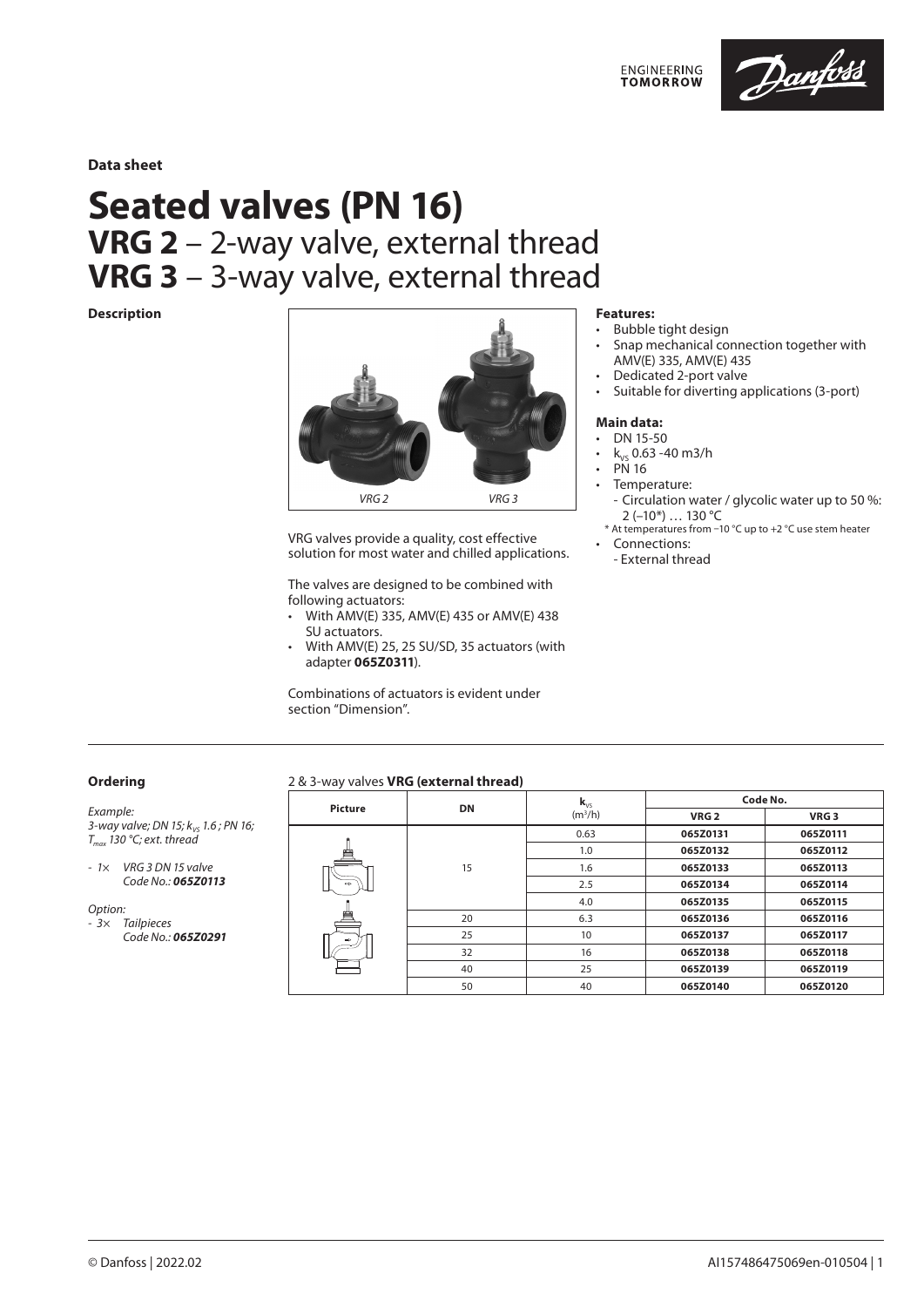**Data sheet**

# Seated valves (PN 16)
## VRG 2 – 2-way valve, external thread
## VRG 3 – 3-way valve, external thread

**Description**

VRG 2 VRG 3

VRG valves provide a quality, cost effective solution for most water and chilled applications.

The valves are designed to be combined with following actuators:
- With AMV(E) 335, AMV(E) 435 or AMV(E) 438 SU actuators.
- With AMV(E) 25, 25 SU/SD, 35 actuators (with adapter **065Z0311**).

Combinations of actuators is evident under section "Dimension".

**Features:**
- Bubble tight design
- Snap mechanical connection together with AMV(E) 335, AMV(E) 435
- Dedicated 2-port valve
- Suitable for diverting applications (3-port)

**Main data:**
- DN 15-50
- $k_{VS}$ 0.63 -40 m3/h
- PN 16
- Temperature:
  - Circulation water / glycolic water up to 50 %: 2 (–10*) … 130 °C

  \* At temperatures from −10 °C up to +2 °C use stem heater
- Connections:
  - External thread

**Ordering**

*Example:*
*3-way valve; DN 15; $k_{VS}$ 1.6 ; PN 16; $T_{max}$ 130 °C; ext. thread*

*- 1× VRG 3 DN 15 valve Code No.: **065Z0113***

*Option:*
*- 3× Tailpieces Code No.: **065Z0291***

2 & 3-way valves **VRG (external thread)**

| Picture | DN | $k_{VS}$ (m³/h) | Code No. | |
|---|---|---|---|---|
| | | | **VRG 2** | **VRG 3** |
| | 15 | 0.63 | **065Z0131** | **065Z0111** |
| | 15 | 1.0 | **065Z0132** | **065Z0112** |
| | 15 | 1.6 | **065Z0133** | **065Z0113** |
| | 15 | 2.5 | **065Z0134** | **065Z0114** |
| | 15 | 4.0 | **065Z0135** | **065Z0115** |
| | 20 | 6.3 | **065Z0136** | **065Z0116** |
| | 25 | 10 | **065Z0137** | **065Z0117** |
| | 32 | 16 | **065Z0138** | **065Z0118** |
| | 40 | 25 | **065Z0139** | **065Z0119** |
| | 50 | 40 | **065Z0140** | **065Z0120** |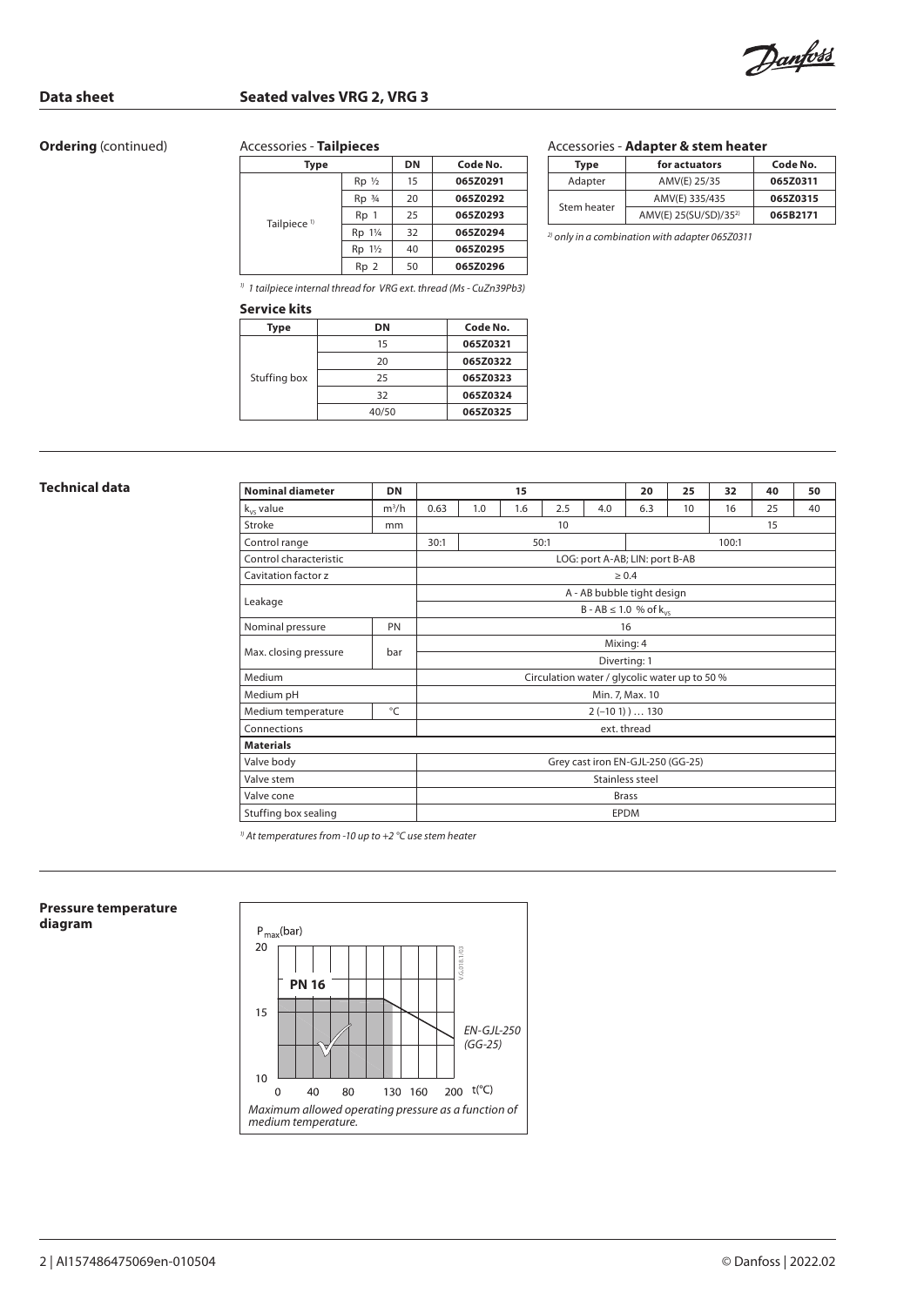## Ordering (continued)

Accessories - **Tailpieces**

| Type | | DN | Code No. |
|---|---|---|---|
| Tailpiece [1] | Rp ½ | 15 | **065Z0291** |
| | Rp ¾ | 20 | **065Z0292** |
| | Rp 1 | 25 | **065Z0293** |
| | Rp 1¼ | 32 | **065Z0294** |
| | Rp 1½ | 40 | **065Z0295** |
| | Rp 2 | 50 | **065Z0296** |

*[1] 1 tailpiece internal thread for VRG ext. thread (Ms - CuZn39Pb3)*

**Service kits**

| Type | DN | Code No. |
|---|---|---|
| Stuffing box | 15 | **065Z0321** |
| | 20 | **065Z0322** |
| | 25 | **065Z0323** |
| | 32 | **065Z0324** |
| | 40/50 | **065Z0325** |

Accessories - **Adapter & stem heater**

| Type | for actuators | Code No. |
|---|---|---|
| Adapter | AMV(E) 25/35 | **065Z0311** |
| Stem heater | AMV(E) 335/435 | **065Z0315** |
| | AMV(E) 25(SU/SD)/35[2] | **065B2171** |

*[2] only in a combination with adapter 065Z0311*

## Technical data

| Nominal diameter | DN | 15 | | | | | 20 | 25 | 32 | 40 | 50 |
|---|---|---|---|---|---|---|---|---|---|---|---|
| $k_{VS}$ value | $m^3/h$ | 0.63 | 1.0 | 1.6 | 2.5 | 4.0 | 6.3 | 10 | 16 | 25 | 40 |
| Stroke | mm | 10 | | | | | | | 15 | | |
| Control range | | 30:1 | 50:1 | | | | 100:1 | | | | |
| Control characteristic | | LOG: port A-AB; LIN: port B-AB | | | | | | | | | |
| Cavitation factor z | | ≥ 0.4 | | | | | | | | | |
| Leakage | | A - AB bubble tight design | | | | | | | | | |
| | | B - AB ≤ 1.0 % of $k_{VS}$ | | | | | | | | | |
| Nominal pressure | PN | 16 | | | | | | | | | |
| Max. closing pressure | bar | Mixing: 4 | | | | | | | | | |
| | | Diverting: 1 | | | | | | | | | |
| Medium | | Circulation water / glycolic water up to 50 % | | | | | | | | | |
| Medium pH | | Min. 7, Max. 10 | | | | | | | | | |
| Medium temperature | °C | 2 (–10 [1]) … 130 | | | | | | | | | |
| Connections | | ext. thread | | | | | | | | | |
| **Materials** | | | | | | | | | | | |
| Valve body | | Grey cast iron EN-GJL-250 (GG-25) | | | | | | | | | |
| Valve stem | | Stainless steel | | | | | | | | | |
| Valve cone | | Brass | | | | | | | | | |
| Stuffing box sealing | | EPDM | | | | | | | | | |

*[1] At temperatures from -10 up to +2 °C use stem heater*

## Pressure temperature diagram

$P_{max}$(bar) — PN 16 — EN-GJL-250 (GG-25) — t(°C)

*Maximum allowed operating pressure as a function of medium temperature.*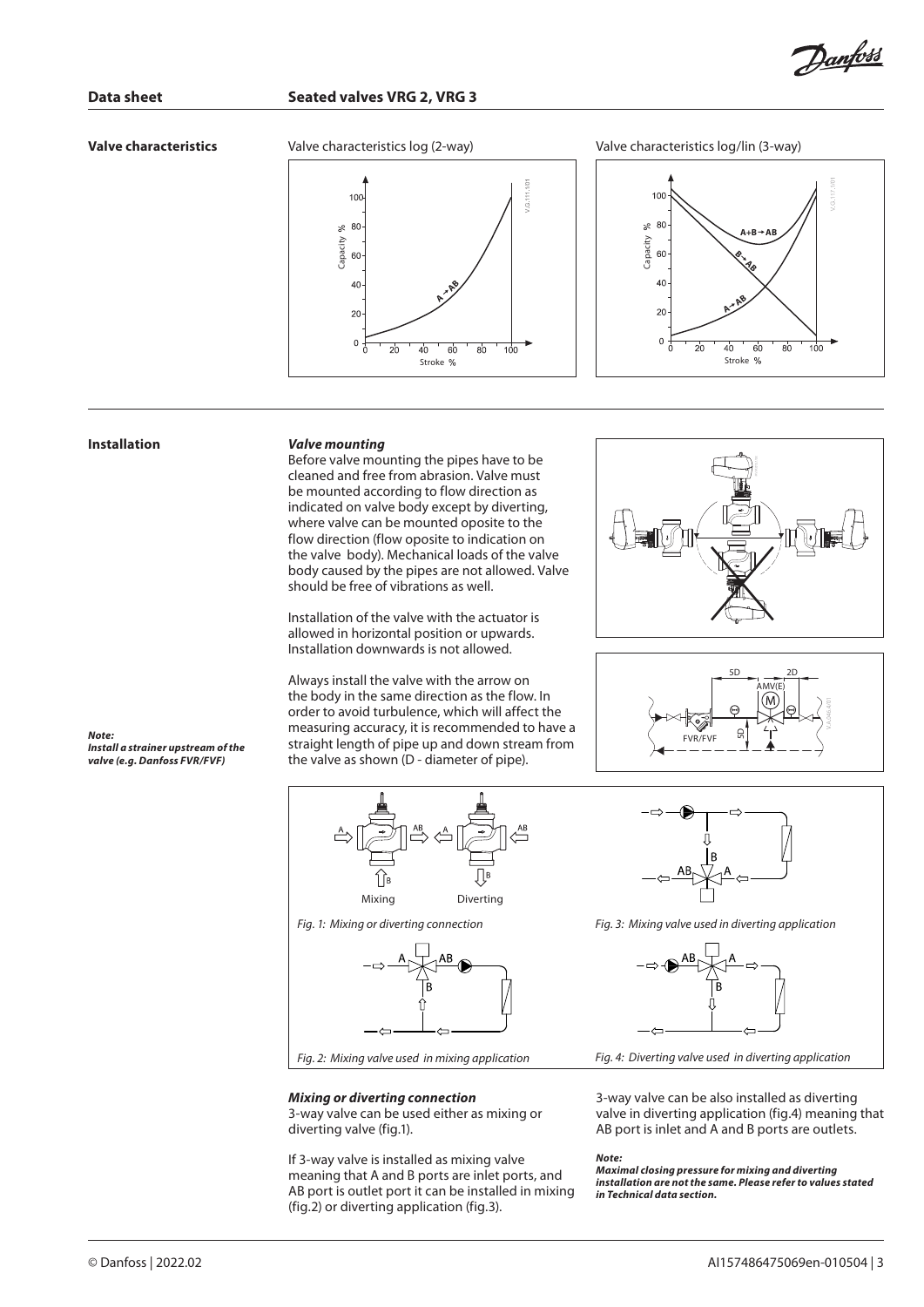## Valve characteristics

Valve characteristics log (2-way)

Valve characteristics log/lin (3-way)

## Installation

### *Valve mounting*

Before valve mounting the pipes have to be cleaned and free from abrasion. Valve must be mounted according to flow direction as indicated on valve body except by diverting, where valve can be mounted oposite to the flow direction (flow oposite to indication on the valve body). Mechanical loads of the valve body caused by the pipes are not allowed. Valve should be free of vibrations as well.

Installation of the valve with the actuator is allowed in horizontal position or upwards. Installation downwards is not allowed.

Always install the valve with the arrow on the body in the same direction as the flow. In order to avoid turbulence, which will affect the measuring accuracy, it is recommended to have a straight length of pipe up and down stream from the valve as shown (D - diameter of pipe).

***Note:***
***Install a strainer upstream of the valve (e.g. Danfoss FVR/FVF)***

*Fig. 1: Mixing or diverting connection*

*Fig. 2: Mixing valve used in mixing application*

*Fig. 3: Mixing valve used in diverting application*

*Fig. 4: Diverting valve used in diverting application*

### *Mixing or diverting connection*

3-way valve can be used either as mixing or diverting valve (fig.1).

If 3-way valve is installed as mixing valve meaning that A and B ports are inlet ports, and AB port is outlet port it can be installed in mixing (fig.2) or diverting application (fig.3).

3-way valve can be also installed as diverting valve in diverting application (fig.4) meaning that AB port is inlet and A and B ports are outlets.

***Note:***
***Maximal closing pressure for mixing and diverting installation are not the same. Please refer to values stated in Technical data section.***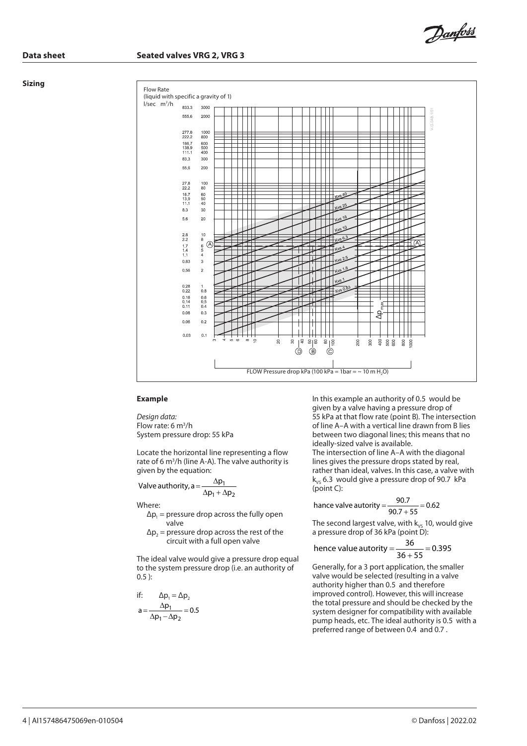## Sizing

Flow Rate
(liquid with specific a gravity of 1)

l/sec m³/h

FLOW Pressure drop kPa (100 kPa = 1bar = ~ 10 m $H_2O$)

### Example

*Design data:*
Flow rate: 6 m³/h
System pressure drop: 55 kPa

Locate the horizontal line representing a flow rate of 6 m³/h (line A-A). The valve authority is given by the equation:

$$\text{Valve authority, } a = \frac{\Delta p_1}{\Delta p_1 + \Delta p_2}$$

Where:

- $\Delta p_1$ = pressure drop across the fully open valve
- $\Delta p_2$ = pressure drop across the rest of the circuit with a full open valve

The ideal valve would give a pressure drop equal to the system pressure drop (i.e. an authority of 0.5 ):

if: $\Delta p_1 = \Delta p_2$

$$a = \frac{\Delta p_1}{\Delta p_1 - \Delta p_2} = 0.5$$

In this example an authority of 0.5 would be given by a valve having a pressure drop of 55 kPa at that flow rate (point B). The intersection of line A–A with a vertical line drawn from B lies between two diagonal lines; this means that no ideally-sized valve is available.
The intersection of line A–A with the diagonal lines gives the pressure drops stated by real, rather than ideal, valves. In this case, a valve with $k_{VS}$ 6.3 would give a pressure drop of 90.7 kPa (point C):

$$\text{hance valve autority} = \frac{90.7}{90.7 + 55} = 0.62$$

The second largest valve, with $k_{VS}$ 10, would give a pressure drop of 36 kPa (point D):

$$\text{hence value autority} = \frac{36}{36 + 55} = 0.395$$

Generally, for a 3 port application, the smaller valve would be selected (resulting in a valve authority higher than 0.5 and therefore improved control). However, this will increase the total pressure and should be checked by the system designer for compatibility with available pump heads, etc. The ideal authority is 0.5 with a preferred range of between 0.4 and 0.7 .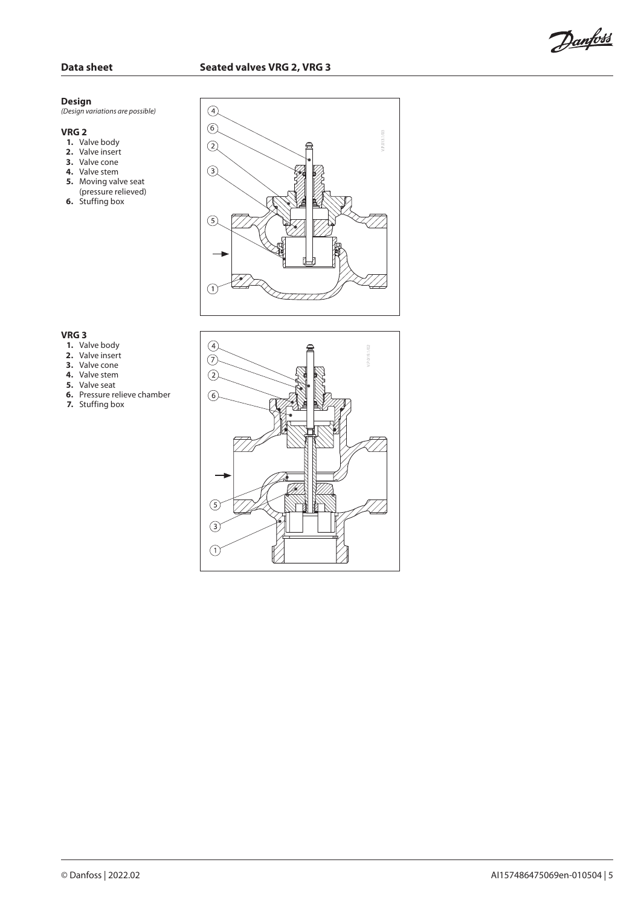## Design

*(Design variations are possible)*

### VRG 2

1. Valve body
2. Valve insert
3. Valve cone
4. Valve stem
5. Moving valve seat (pressure relieved)
6. Stuffing box

### VRG 3

1. Valve body
2. Valve insert
3. Valve cone
4. Valve stem
5. Valve seat
6. Pressure relieve chamber
7. Stuffing box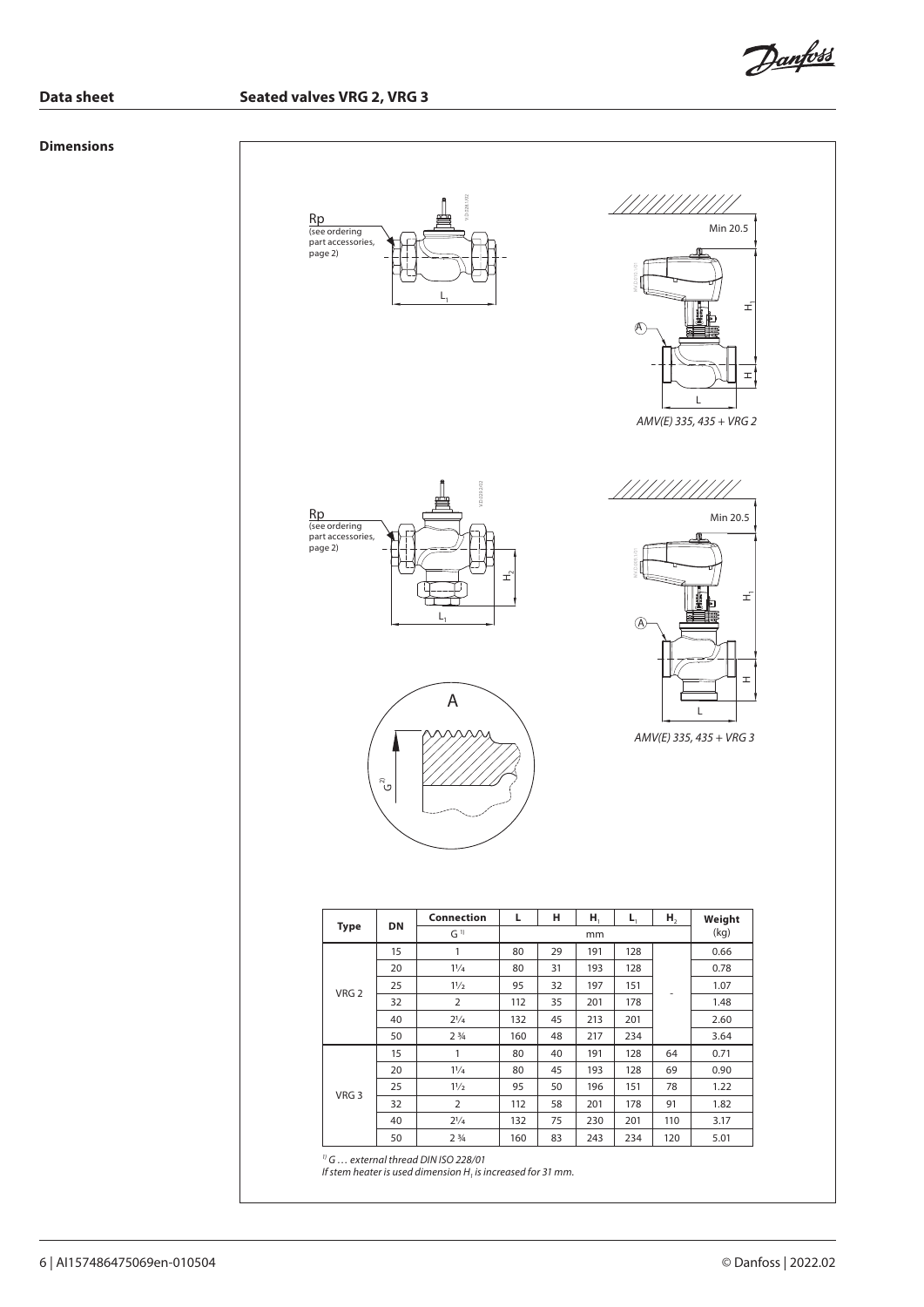## Dimensions

Rp (see ordering part accessories, page 2)

Min 20.5

AMV(E) 335, 435 + VRG 2

Rp (see ordering part accessories, page 2)

Min 20.5

AMV(E) 335, 435 + VRG 3

| Type | DN | Connection | L | H | $H_1$ | $L_1$ | $H_2$ | Weight |
|---|---|---|---|---|---|---|---|---|
| | | G [1] | mm | | | | | (kg) |
| VRG 2 | 15 | 1 | 80 | 29 | 191 | 128 | - | 0.66 |
| | 20 | 1¼ | 80 | 31 | 193 | 128 | | 0.78 |
| | 25 | 1½ | 95 | 32 | 197 | 151 | | 1.07 |
| | 32 | 2 | 112 | 35 | 201 | 178 | | 1.48 |
| | 40 | 2¼ | 132 | 45 | 213 | 201 | | 2.60 |
| | 50 | 2 ¾ | 160 | 48 | 217 | 234 | | 3.64 |
| VRG 3 | 15 | 1 | 80 | 40 | 191 | 128 | 64 | 0.71 |
| | 20 | 1¼ | 80 | 45 | 193 | 128 | 69 | 0.90 |
| | 25 | 1½ | 95 | 50 | 196 | 151 | 78 | 1.22 |
| | 32 | 2 | 112 | 58 | 201 | 178 | 91 | 1.82 |
| | 40 | 2¼ | 132 | 75 | 230 | 201 | 110 | 3.17 |
| | 50 | 2 ¾ | 160 | 83 | 243 | 234 | 120 | 5.01 |

*[1] G … external thread DIN ISO 228/01*
*If stem heater is used dimension $H_1$ is increased for 31 mm.*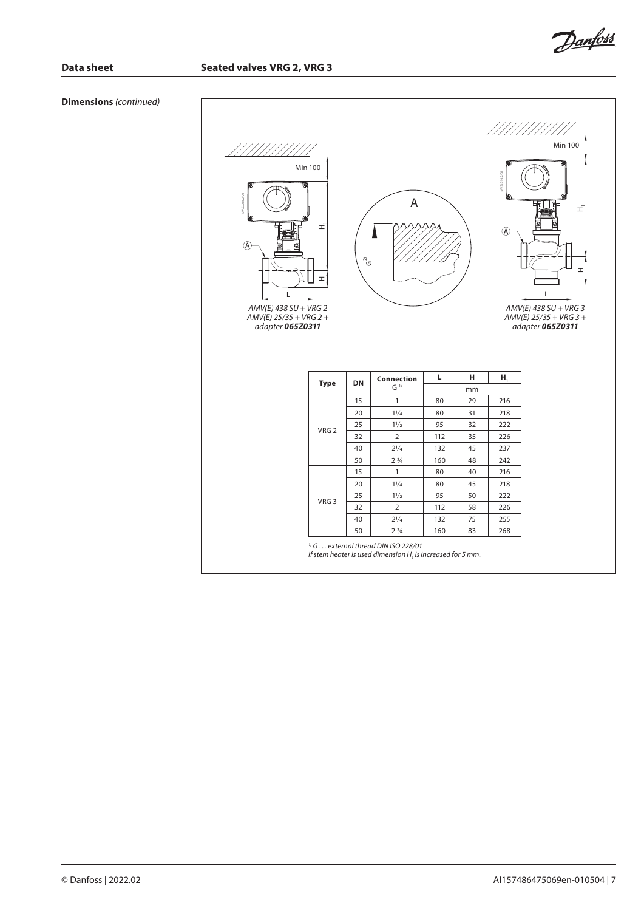**Dimensions** *(continued)*

*AMV(E) 438 SU + VRG 2*
*AMV(E) 25/35 + VRG 2 + adapter **065Z0311***

*AMV(E) 438 SU + VRG 3*
*AMV(E) 25/35 + VRG 3 + adapter **065Z0311***

| Type | DN | Connection G [1] | L | H | $H_1$ |
|---|---|---|---|---|---|
| | | | mm | | |
| VRG 2 | 15 | 1 | 80 | 29 | 216 |
| | 20 | 1¼ | 80 | 31 | 218 |
| | 25 | 1½ | 95 | 32 | 222 |
| | 32 | 2 | 112 | 35 | 226 |
| | 40 | 2¼ | 132 | 45 | 237 |
| | 50 | 2 ¾ | 160 | 48 | 242 |
| VRG 3 | 15 | 1 | 80 | 40 | 216 |
| | 20 | 1¼ | 80 | 45 | 218 |
| | 25 | 1½ | 95 | 50 | 222 |
| | 32 | 2 | 112 | 58 | 226 |
| | 40 | 2¼ | 132 | 75 | 255 |
| | 50 | 2 ¾ | 160 | 83 | 268 |

*[1] G … external thread DIN ISO 228/01*
*If stem heater is used dimension $H_1$ is increased for 5 mm.*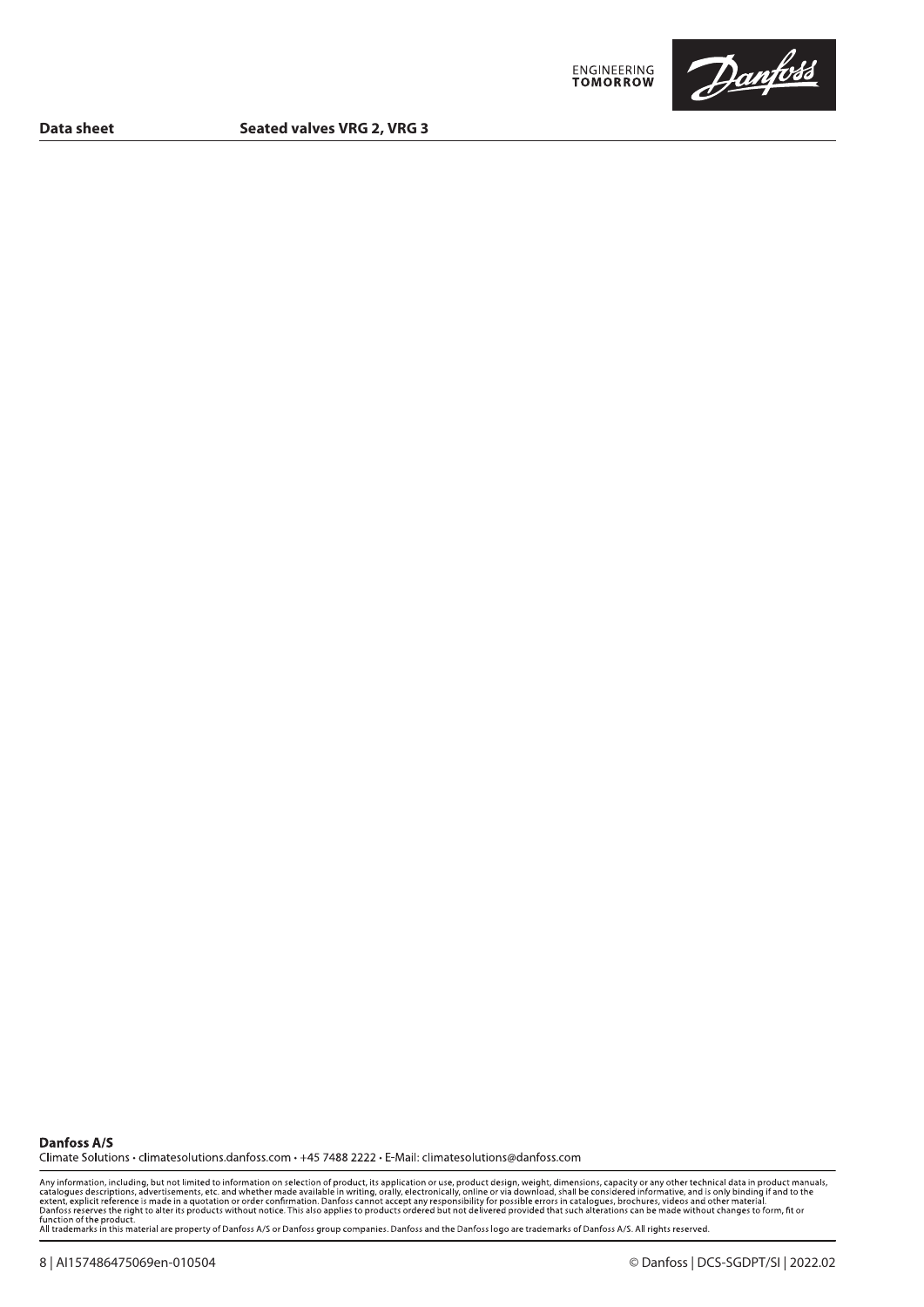**Danfoss A/S**

Climate Solutions • climatesolutions.danfoss.com • +45 7488 2222 • E-Mail: climatesolutions@danfoss.com

Any information, including, but not limited to information on selection of product, its application or use, product design, weight, dimensions, capacity or any other technical data in product manuals, catalogues descriptions, advertisements, etc. and whether made available in writing, orally, electronically, online or via download, shall be considered informative, and is only binding if and to the extent, explicit reference is made in a quotation or order confirmation. Danfoss cannot accept any responsibility for possible errors in catalogues, brochures, videos and other material. Danfoss reserves the right to alter its products without notice. This also applies to products ordered but not delivered provided that such alterations can be made without changes to form, fit or function of the product.
All trademarks in this material are property of Danfoss A/S or Danfoss group companies. Danfoss and the Danfoss logo are trademarks of Danfoss A/S. All rights reserved.